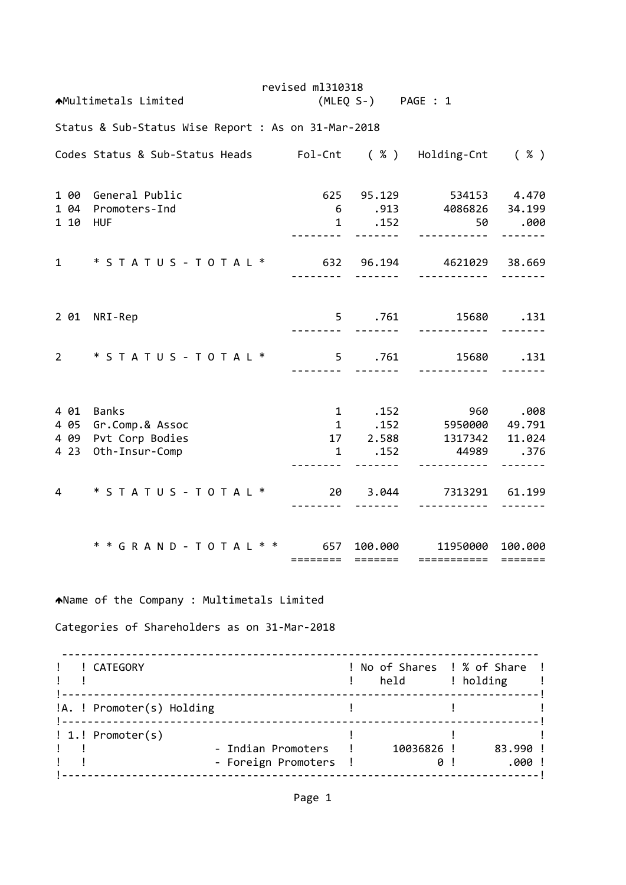revised ml310318

Multimetals Limited (MLEQ S-)

## Status & Sub-Status Wise Report : As on 31-Mar-2018

| Codes | Status & Sub-Status Heads | Fol-Cnt | ( % ) | Holding-Cnt | ( % ) |
|---|---|---|---|---|---|
| 1 00 | General Public | 625 | 95.129 | 534153 | 4.470 |
| 1 04 | Promoters-Ind | 6 | .913 | 4086826 | 34.199 |
| 1 10 | HUF | 1 | .152 | 50 | .000 |
| 1 | * S T A T U S - T O T A L * | 632 | 96.194 | 4621029 | 38.669 |
| 2 01 | NRI-Rep | 5 | .761 | 15680 | .131 |
| 2 | * S T A T U S - T O T A L * | 5 | .761 | 15680 | .131 |
| 4 01 | Banks | 1 | .152 | 960 | .008 |
| 4 05 | Gr.Comp.& Assoc | 1 | .152 | 5950000 | 49.791 |
| 4 09 | Pvt Corp Bodies | 17 | 2.588 | 1317342 | 11.024 |
| 4 23 | Oth-Insur-Comp | 1 | .152 | 44989 | .376 |
| 4 | * S T A T U S - T O T A L * | 20 | 3.044 | 7313291 | 61.199 |
| | * * G R A N D - T O T A L * * | 657 | 100.000 | 11950000 | 100.000 |

Name of the Company : Multimetals Limited

Categories of Shareholders as on 31-Mar-2018

| | CATEGORY | No of Shares held | % of Share holding |
|---|---|---|---|
| A. | Promoter(s) Holding | | |
| 1. | Promoter(s) | | |
| | - Indian Promoters | 10036826 | 83.990 |
| | - Foreign Promoters | 0 | .000 |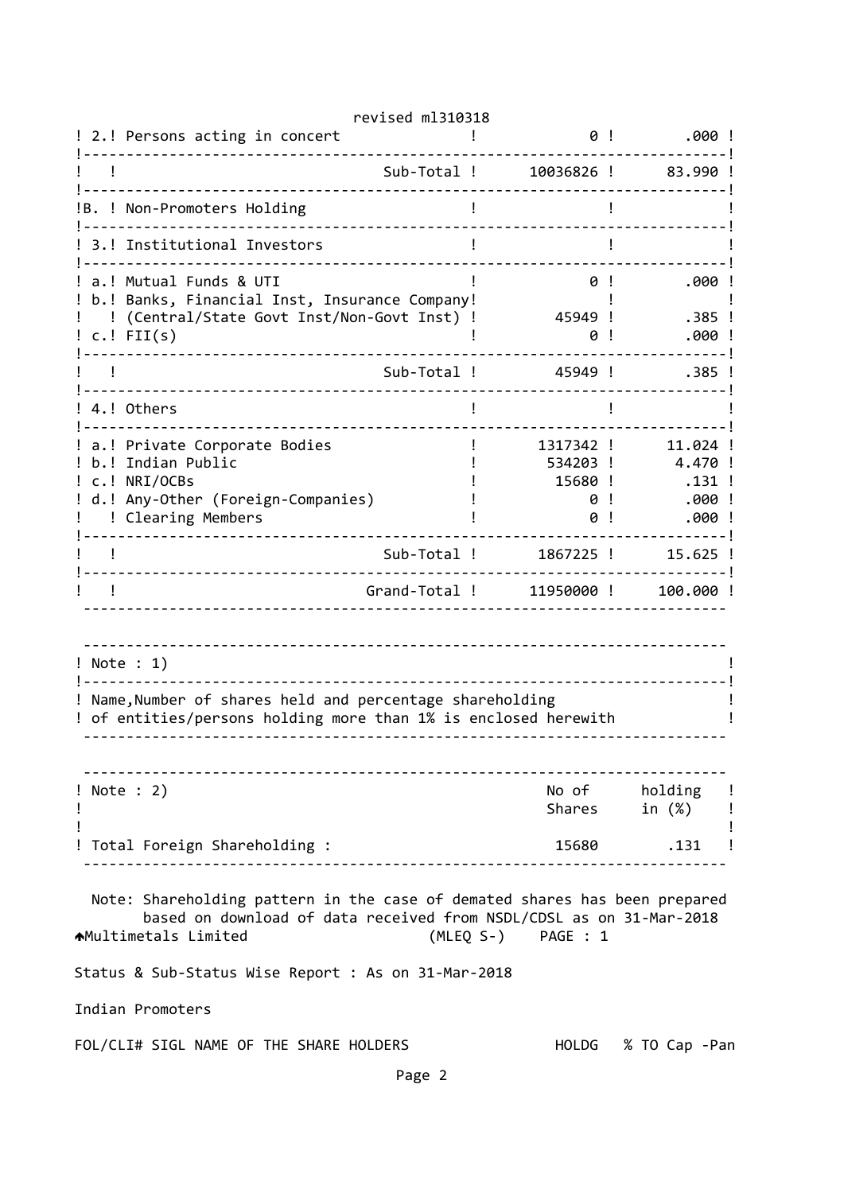revised ml310318

| | | No. of Shares | % |
|---|---|---|---|
| 2. | Persons acting in concert | 0 | .000 |
| | Sub-Total | 10036826 | 83.990 |
| B. | Non-Promoters Holding | | |
| 3. | Institutional Investors | | |
| a. | Mutual Funds & UTI | 0 | .000 |
| b. | Banks, Financial Inst, Insurance Company (Central/State Govt Inst/Non-Govt Inst) | 45949 | .385 |
| c. | FII(s) | 0 | .000 |
| | Sub-Total | 45949 | .385 |
| 4. | Others | | |
| a. | Private Corporate Bodies | 1317342 | 11.024 |
| b. | Indian Public | 534203 | 4.470 |
| c. | NRI/OCBs | 15680 | .131 |
| d. | Any-Other (Foreign-Companies) | 0 | .000 |
| | Clearing Members | 0 | .000 |
| | Sub-Total | 1867225 | 15.625 |
| | Grand-Total | 11950000 | 100.000 |

Note : 1)

Name,Number of shares held and percentage shareholding of entities/persons holding more than 1% is enclosed herewith

| Note : 2) | No of Shares | holding in (%) |
|---|---|---|
| Total Foreign Shareholding : | 15680 | .131 |

Note: Shareholding pattern in the case of demated shares has been prepared based on download of data received from NSDL/CDSL as on 31-Mar-2018

Multimetals Limited (MLEQ S-) PAGE : 1

Status & Sub-Status Wise Report : As on 31-Mar-2018

Indian Promoters

FOL/CLI# SIGL NAME OF THE SHARE HOLDERS HOLDG % TO Cap -Pan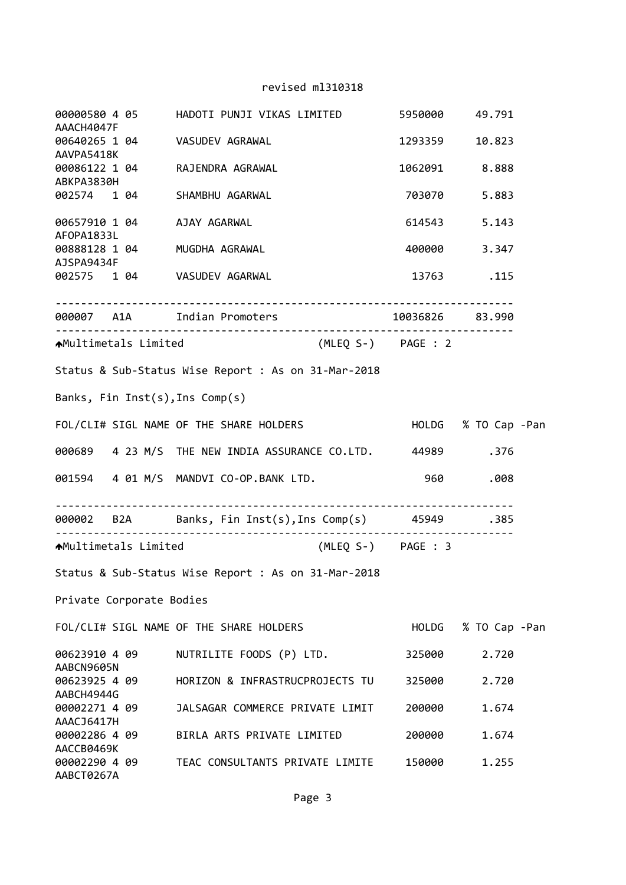revised ml310318

| FOL/CLI# | SIGL | NAME OF THE SHARE HOLDERS | HOLDG | % TO Cap -Pan |
|---|---|---|---|---|
| 00000580 AAACH4047F | 4 05 | HADOTI PUNJI VIKAS LIMITED | 5950000 | 49.791 |
| 00640265 AAVPA5418K | 1 04 | VASUDEV AGRAWAL | 1293359 | 10.823 |
| 00086122 ABKPA3830H | 1 04 | RAJENDRA AGRAWAL | 1062091 | 8.888 |
| 002574 | 1 04 | SHAMBHU AGARWAL | 703070 | 5.883 |
| 00657910 AFOPA1833L | 1 04 | AJAY AGARWAL | 614543 | 5.143 |
| 00888128 AJSPA9434F | 1 04 | MUGDHA AGRAWAL | 400000 | 3.347 |
| 002575 | 1 04 | VASUDEV AGARWAL | 13763 | .115 |
| 000007 | A1A | Indian Promoters | 10036826 | 83.990 |

Multimetals Limited (MLEQ S-) PAGE : 2

Status & Sub-Status Wise Report : As on 31-Mar-2018

Banks, Fin Inst(s),Ins Comp(s)

| FOL/CLI# | SIGL | NAME OF THE SHARE HOLDERS | HOLDG | % TO Cap -Pan |
|---|---|---|---|---|
| 000689 | 4 23 | M/S THE NEW INDIA ASSURANCE CO.LTD. | 44989 | .376 |
| 001594 | 4 01 | M/S MANDVI CO-OP.BANK LTD. | 960 | .008 |
| 000002 | B2A | Banks, Fin Inst(s),Ins Comp(s) | 45949 | .385 |

Multimetals Limited (MLEQ S-) PAGE : 3

Status & Sub-Status Wise Report : As on 31-Mar-2018

Private Corporate Bodies

| FOL/CLI# | SIGL | NAME OF THE SHARE HOLDERS | HOLDG | % TO Cap -Pan |
|---|---|---|---|---|
| 00623910 AABCN9605N | 4 09 | NUTRILITE FOODS (P) LTD. | 325000 | 2.720 |
| 00623925 AABCH4944G | 4 09 | HORIZON & INFRASTRUCPROJECTS TU | 325000 | 2.720 |
| 00002271 AAACJ6417H | 4 09 | JALSAGAR COMMERCE PRIVATE LIMIT | 200000 | 1.674 |
| 00002286 AACCB0469K | 4 09 | BIRLA ARTS PRIVATE LIMITED | 200000 | 1.674 |
| 00002290 AABCT0267A | 4 09 | TEAC CONSULTANTS PRIVATE LIMITE | 150000 | 1.255 |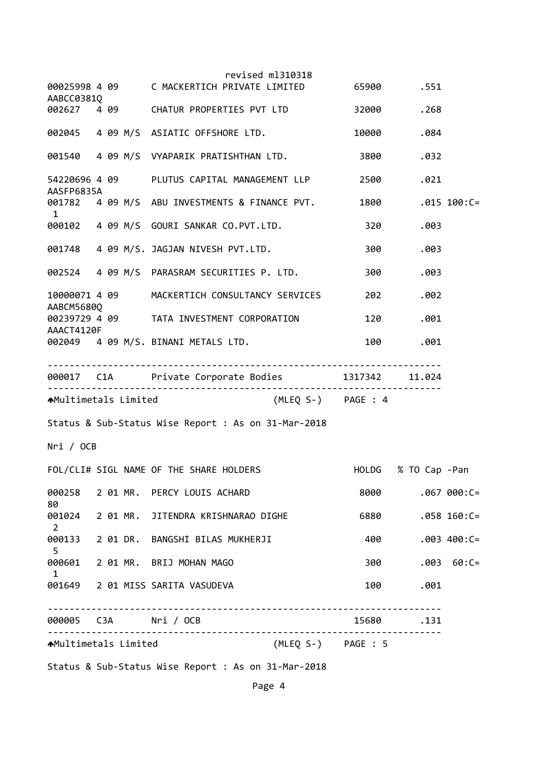revised ml310318

| FOL/CLI# | SIGL | NAME OF THE SHARE HOLDERS | HOLDG | % TO Cap -Pan |
|---|---|---|---|---|
| 00025998 AABCC0381Q | 4 09 | C MACKERTICH PRIVATE LIMITED | 65900 | .551 |
| 002627 | 4 09 | CHATUR PROPERTIES PVT LTD | 32000 | .268 |
| 002045 | 4 09 M/S | ASIATIC OFFSHORE LTD. | 10000 | .084 |
| 001540 | 4 09 M/S | VYAPARIK PRATISHTHAN LTD. | 3800 | .032 |
| 54220696 AASFP6835A | 4 09 | PLUTUS CAPITAL MANAGEMENT LLP | 2500 | .021 |
| 001782 | 4 09 M/S | ABU INVESTMENTS & FINANCE PVT. | 1800 | .015 100:C= 1 |
| 000102 | 4 09 M/S | GOURI SANKAR CO.PVT.LTD. | 320 | .003 |
| 001748 | 4 09 M/S. | JAGJAN NIVESH PVT.LTD. | 300 | .003 |
| 002524 | 4 09 M/S | PARASRAM SECURITIES P. LTD. | 300 | .003 |
| 10000071 AABCM5680Q | 4 09 | MACKERTICH CONSULTANCY SERVICES | 202 | .002 |
| 00239729 AAACT4120F | 4 09 | TATA INVESTMENT CORPORATION | 120 | .001 |
| 002049 | 4 09 M/S. | BINANI METALS LTD. | 100 | .001 |
| 000017 | C1A | Private Corporate Bodies | 1317342 | 11.024 |

Multimetals Limited (MLEQ S-) PAGE : 4

Status & Sub-Status Wise Report : As on 31-Mar-2018

Nri / OCB

| FOL/CLI# | SIGL | NAME OF THE SHARE HOLDERS | HOLDG | % TO Cap -Pan |
|---|---|---|---|---|
| 000258 | 2 01 MR. | PERCY LOUIS ACHARD | 8000 | .067 000:C= 80 |
| 001024 | 2 01 MR. | JITENDRA KRISHNARAO DIGHE | 6880 | .058 160:C= 2 |
| 000133 | 2 01 DR. | BANGSHI BILAS MUKHERJI | 400 | .003 400:C= 5 |
| 000601 | 2 01 MR. | BRIJ MOHAN MAGO | 300 | .003 60:C= 1 |
| 001649 | 2 01 MISS | SARITA VASUDEVA | 100 | .001 |
| 000005 | C3A | Nri / OCB | 15680 | .131 |

Multimetals Limited (MLEQ S-) PAGE : 5

Status & Sub-Status Wise Report : As on 31-Mar-2018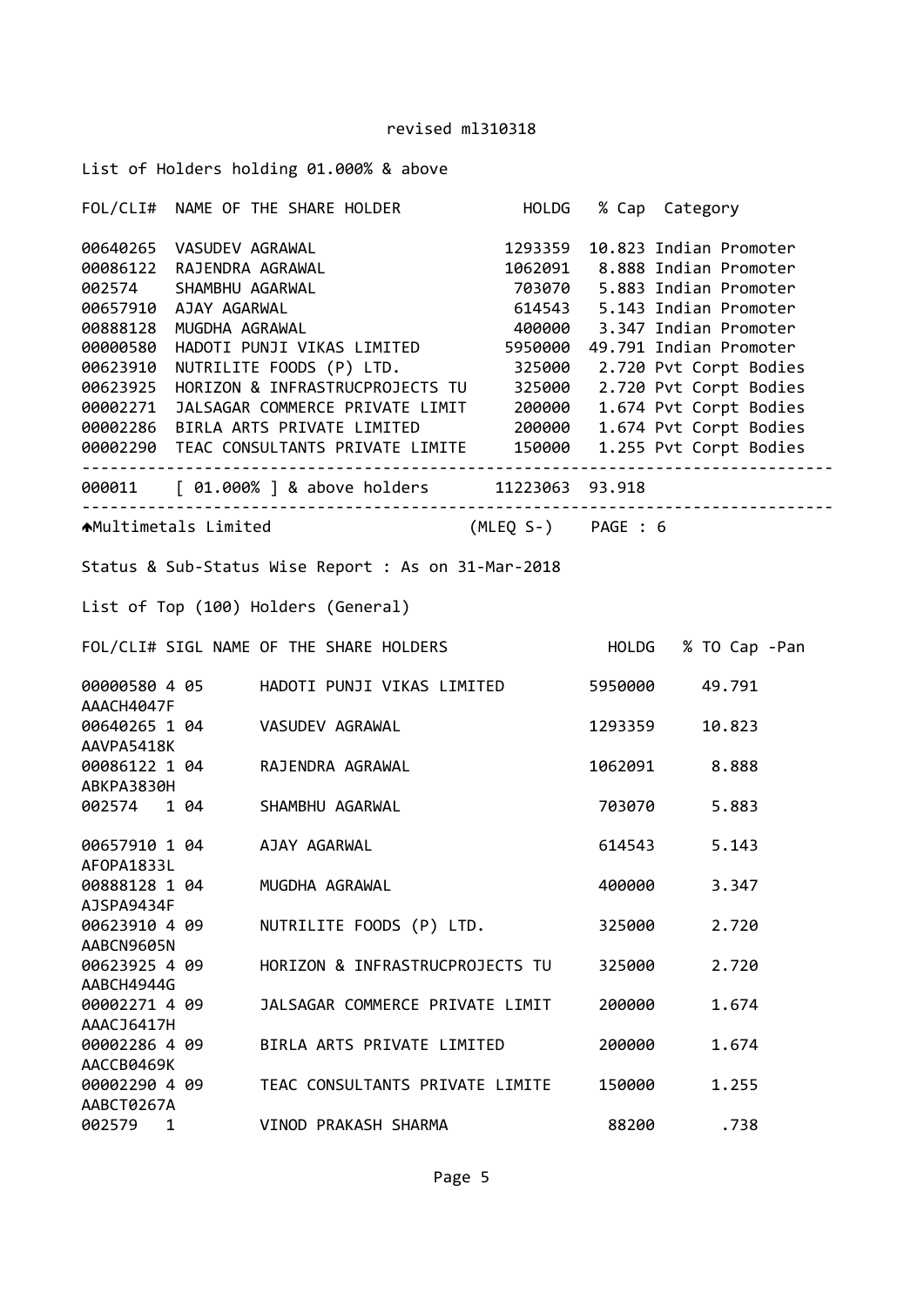revised ml310318

List of Holders holding 01.000% & above

| FOL/CLI# | NAME OF THE SHARE HOLDER | HOLDG | % Cap | Category |
|---|---|---|---|---|
| 00640265 | VASUDEV AGRAWAL | 1293359 | 10.823 | Indian Promoter |
| 00086122 | RAJENDRA AGRAWAL | 1062091 | 8.888 | Indian Promoter |
| 002574 | SHAMBHU AGARWAL | 703070 | 5.883 | Indian Promoter |
| 00657910 | AJAY AGARWAL | 614543 | 5.143 | Indian Promoter |
| 00888128 | MUGDHA AGRAWAL | 400000 | 3.347 | Indian Promoter |
| 00000580 | HADOTI PUNJI VIKAS LIMITED | 5950000 | 49.791 | Indian Promoter |
| 00623910 | NUTRILITE FOODS (P) LTD. | 325000 | 2.720 | Pvt Corpt Bodies |
| 00623925 | HORIZON & INFRASTRUCPROJECTS TU | 325000 | 2.720 | Pvt Corpt Bodies |
| 00002271 | JALSAGAR COMMERCE PRIVATE LIMIT | 200000 | 1.674 | Pvt Corpt Bodies |
| 00002286 | BIRLA ARTS PRIVATE LIMITED | 200000 | 1.674 | Pvt Corpt Bodies |
| 00002290 | TEAC CONSULTANTS PRIVATE LIMITE | 150000 | 1.255 | Pvt Corpt Bodies |
| 000011 | [ 01.000% ] & above holders | 11223063 | 93.918 | |

Multimetals Limited (MLEQ S-) PAGE : 6

Status & Sub-Status Wise Report : As on 31-Mar-2018

List of Top (100) Holders (General)

| FOL/CLI# | SIGL | NAME OF THE SHARE HOLDERS | HOLDG | % TO Cap | -Pan |
|---|---|---|---|---|---|
| 00000580 | 4 05 | HADOTI PUNJI VIKAS LIMITED | 5950000 | 49.791 | AAACH4047F |
| 00640265 | 1 04 | VASUDEV AGRAWAL | 1293359 | 10.823 | AAVPA5418K |
| 00086122 | 1 04 | RAJENDRA AGRAWAL | 1062091 | 8.888 | ABKPA3830H |
| 002574 | 1 04 | SHAMBHU AGARWAL | 703070 | 5.883 | |
| 00657910 | 1 04 | AJAY AGARWAL | 614543 | 5.143 | AFOPA1833L |
| 00888128 | 1 04 | MUGDHA AGRAWAL | 400000 | 3.347 | AJSPA9434F |
| 00623910 | 4 09 | NUTRILITE FOODS (P) LTD. | 325000 | 2.720 | AABCN9605N |
| 00623925 | 4 09 | HORIZON & INFRASTRUCPROJECTS TU | 325000 | 2.720 | AABCH4944G |
| 00002271 | 4 09 | JALSAGAR COMMERCE PRIVATE LIMIT | 200000 | 1.674 | AAACJ6417H |
| 00002286 | 4 09 | BIRLA ARTS PRIVATE LIMITED | 200000 | 1.674 | AACCB0469K |
| 00002290 | 4 09 | TEAC CONSULTANTS PRIVATE LIMITE | 150000 | 1.255 | AABCT0267A |
| 002579 | 1 | VINOD PRAKASH SHARMA | 88200 | .738 | |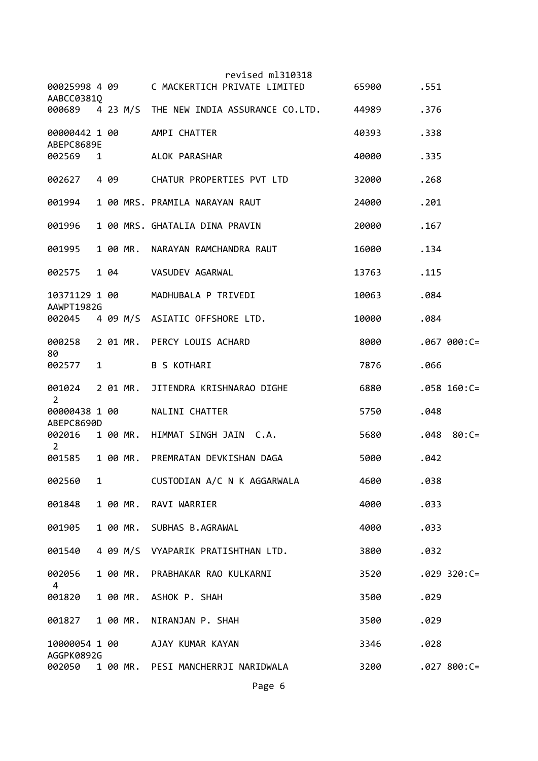revised ml310318

```
00025998 4 09      C MACKERTICH PRIVATE LIMITED        65900       .551
AABCC0381Q
000689   4 23 M/S  THE NEW INDIA ASSURANCE CO.LTD.     44989       .376

00000442 1 00      AMPI CHATTER                        40393       .338
ABEPC8689E
002569   1         ALOK PARASHAR                       40000       .335

002627   4 09      CHATUR PROPERTIES PVT LTD           32000       .268

001994   1 00 MRS. PRAMILA NARAYAN RAUT                24000       .201

001996   1 00 MRS. GHATALIA DINA PRAVIN                20000       .167

001995   1 00 MR.  NARAYAN RAMCHANDRA RAUT             16000       .134

002575   1 04      VASUDEV AGARWAL                     13763       .115

10371129 1 00      MADHUBALA P TRIVEDI                 10063       .084
AAWPT1982G
002045   4 09 M/S  ASIATIC OFFSHORE LTD.               10000       .084

000258   2 01 MR.  PERCY LOUIS ACHARD                   8000       .067 000:C=
80
002577   1         B S KOTHARI                          7876       .066

001024   2 01 MR.  JITENDRA KRISHNARAO DIGHE            6880       .058 160:C=
 2
00000438 1 00      NALINI CHATTER                       5750       .048
ABEPC8690D
002016   1 00 MR.  HIMMAT SINGH JAIN  C.A.              5680       .048  80:C=
 2
001585   1 00 MR.  PREMRATAN DEVKISHAN DAGA             5000       .042

002560   1         CUSTODIAN A/C N K AGGARWALA          4600       .038

001848   1 00 MR.  RAVI WARRIER                         4000       .033

001905   1 00 MR.  SUBHAS B.AGRAWAL                     4000       .033

001540   4 09 M/S  VYAPARIK PRATISHTHAN LTD.            3800       .032

002056   1 00 MR.  PRABHAKAR RAO KULKARNI               3520       .029 320:C=
 4
001820   1 00 MR.  ASHOK P. SHAH                        3500       .029

001827   1 00 MR.  NIRANJAN P. SHAH                     3500       .029

10000054 1 00      AJAY KUMAR KAYAN                     3346       .028
AGGPK0892G
002050   1 00 MR.  PESI MANCHERRJI NARIDWALA            3200       .027 800:C=
```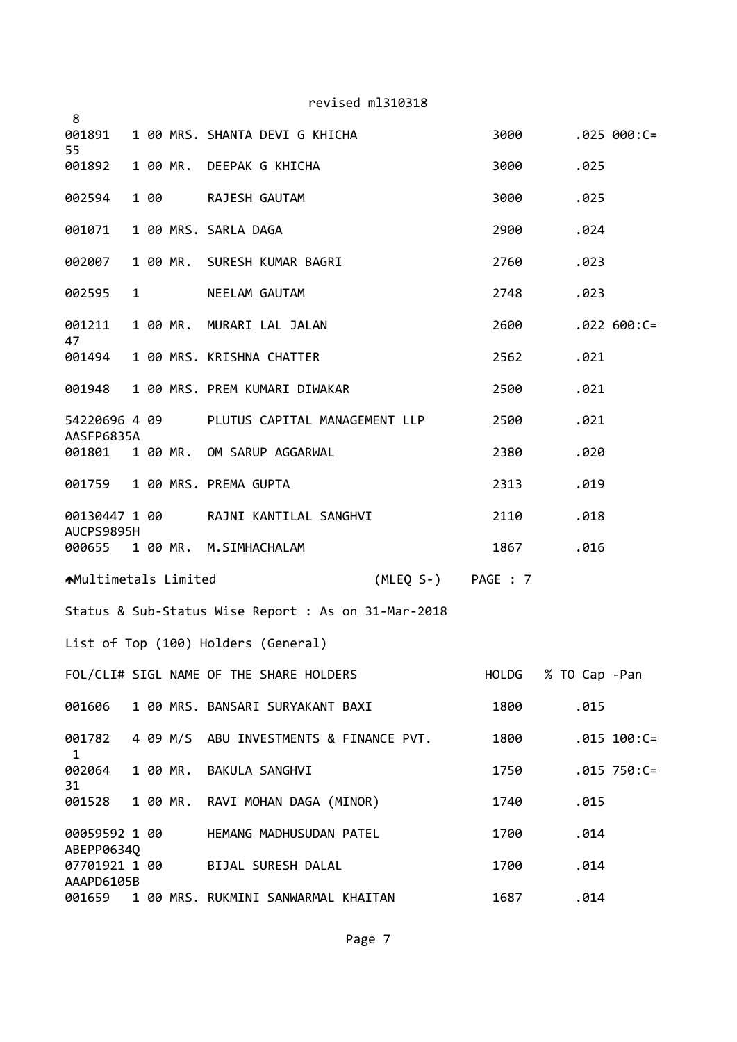revised ml310318

8

| FOL/CLI# | SIGL | NAME OF THE SHARE HOLDERS | HOLDG | % TO Cap -Pan |
|---|---|---|---|---|
| 001891 55 | 1 00 | MRS. SHANTA DEVI G KHICHA | 3000 | .025 000:C= |
| 001892 | 1 00 | MR. DEEPAK G KHICHA | 3000 | .025 |
| 002594 | 1 00 | RAJESH GAUTAM | 3000 | .025 |
| 001071 | 1 00 | MRS. SARLA DAGA | 2900 | .024 |
| 002007 | 1 00 | MR. SURESH KUMAR BAGRI | 2760 | .023 |
| 002595 | 1 | NEELAM GAUTAM | 2748 | .023 |
| 001211 47 | 1 00 | MR. MURARI LAL JALAN | 2600 | .022 600:C= |
| 001494 | 1 00 | MRS. KRISHNA CHATTER | 2562 | .021 |
| 001948 | 1 00 | MRS. PREM KUMARI DIWAKAR | 2500 | .021 |
| 54220696 AASFP6835A | 4 09 | PLUTUS CAPITAL MANAGEMENT LLP | 2500 | .021 |
| 001801 | 1 00 | MR. OM SARUP AGGARWAL | 2380 | .020 |
| 001759 | 1 00 | MRS. PREMA GUPTA | 2313 | .019 |
| 00130447 AUCPS9895H | 1 00 | RAJNI KANTILAL SANGHVI | 2110 | .018 |
| 000655 | 1 00 | MR. M.SIMHACHALAM | 1867 | .016 |

Multimetals Limited (MLEQ S-) PAGE : 7

Status & Sub-Status Wise Report : As on 31-Mar-2018

List of Top (100) Holders (General)

| FOL/CLI# | SIGL | NAME OF THE SHARE HOLDERS | HOLDG | % TO Cap -Pan |
|---|---|---|---|---|
| 001606 | 1 00 | MRS. BANSARI SURYAKANT BAXI | 1800 | .015 |
| 001782 1 | 4 09 | M/S ABU INVESTMENTS & FINANCE PVT. | 1800 | .015 100:C= |
| 002064 31 | 1 00 | MR. BAKULA SANGHVI | 1750 | .015 750:C= |
| 001528 | 1 00 | MR. RAVI MOHAN DAGA (MINOR) | 1740 | .015 |
| 00059592 ABEPP0634Q | 1 00 | HEMANG MADHUSUDAN PATEL | 1700 | .014 |
| 07701921 AAAPD6105B | 1 00 | BIJAL SURESH DALAL | 1700 | .014 |
| 001659 | 1 00 | MRS. RUKMINI SANWARMAL KHAITAN | 1687 | .014 |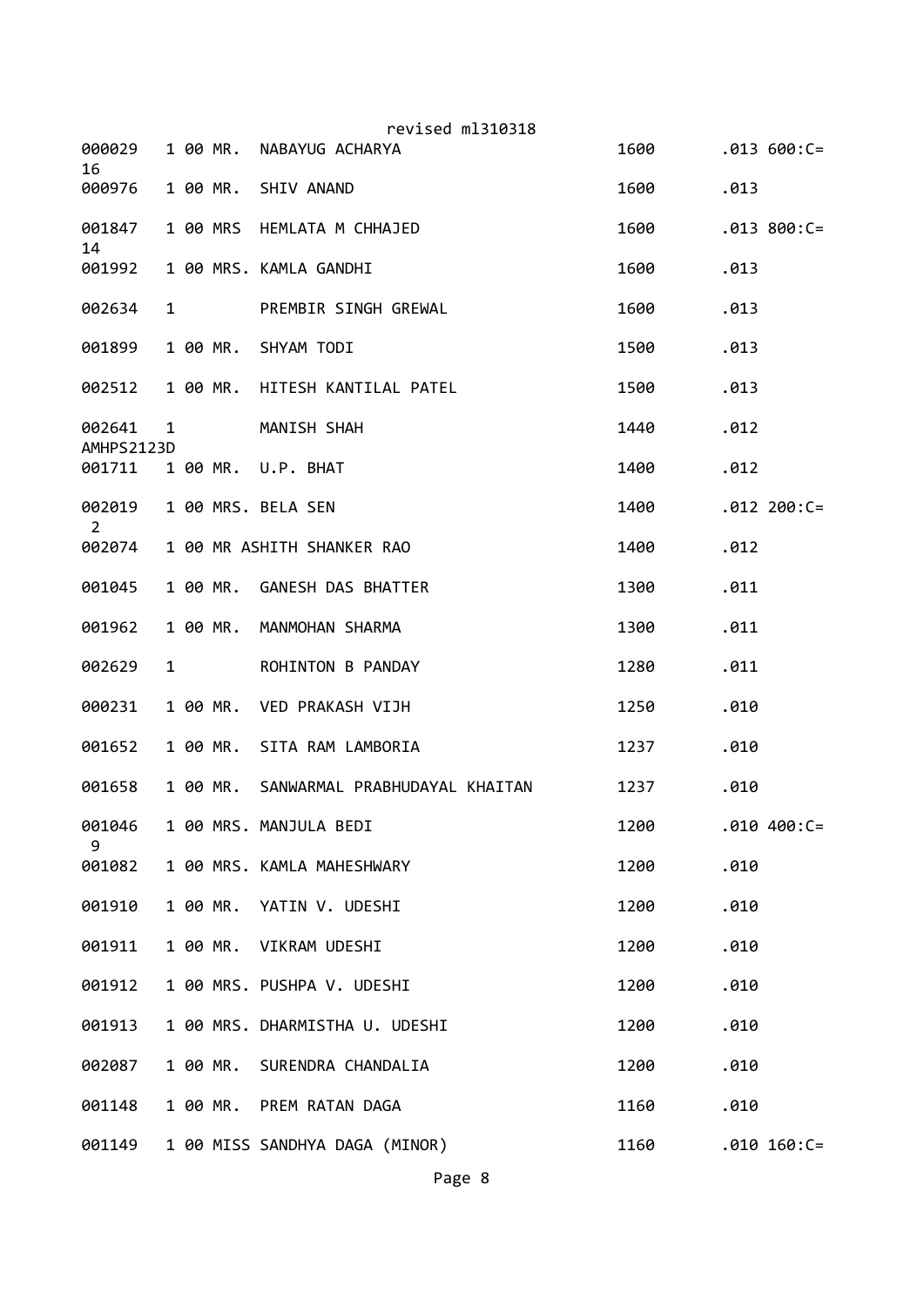revised ml310318

```
000029   1 00 MR.  NABAYUG ACHARYA                    1600      .013 600:C=
16
000976   1 00 MR.  SHIV ANAND                         1600      .013

001847   1 00 MRS  HEMLATA M CHHAJED                  1600      .013 800:C=
14
001992   1 00 MRS. KAMLA GANDHI                       1600      .013

002634   1         PREMBIR SINGH GREWAL               1600      .013

001899   1 00 MR.  SHYAM TODI                         1500      .013

002512   1 00 MR.  HITESH KANTILAL PATEL              1500      .013

002641   1         MANISH SHAH                        1440      .012
AMHPS2123D
001711   1 00 MR.  U.P. BHAT                          1400      .012

002019   1 00 MRS. BELA SEN                           1400      .012 200:C=
 2
002074   1 00 MR ASHITH SHANKER RAO                   1400      .012

001045   1 00 MR.  GANESH DAS BHATTER                 1300      .011

001962   1 00 MR.  MANMOHAN SHARMA                    1300      .011

002629   1         ROHINTON B PANDAY                  1280      .011

000231   1 00 MR.  VED PRAKASH VIJH                   1250      .010

001652   1 00 MR.  SITA RAM LAMBORIA                  1237      .010

001658   1 00 MR.  SANWARMAL PRABHUDAYAL KHAITAN      1237      .010

001046   1 00 MRS. MANJULA BEDI                       1200      .010 400:C=
 9
001082   1 00 MRS. KAMLA MAHESHWARY                   1200      .010

001910   1 00 MR.  YATIN V. UDESHI                    1200      .010

001911   1 00 MR.  VIKRAM UDESHI                      1200      .010

001912   1 00 MRS. PUSHPA V. UDESHI                   1200      .010

001913   1 00 MRS. DHARMISTHA U. UDESHI               1200      .010

002087   1 00 MR.  SURENDRA CHANDALIA                 1200      .010

001148   1 00 MR.  PREM RATAN DAGA                    1160      .010

001149   1 00 MISS SANDHYA DAGA (MINOR)               1160      .010 160:C=
```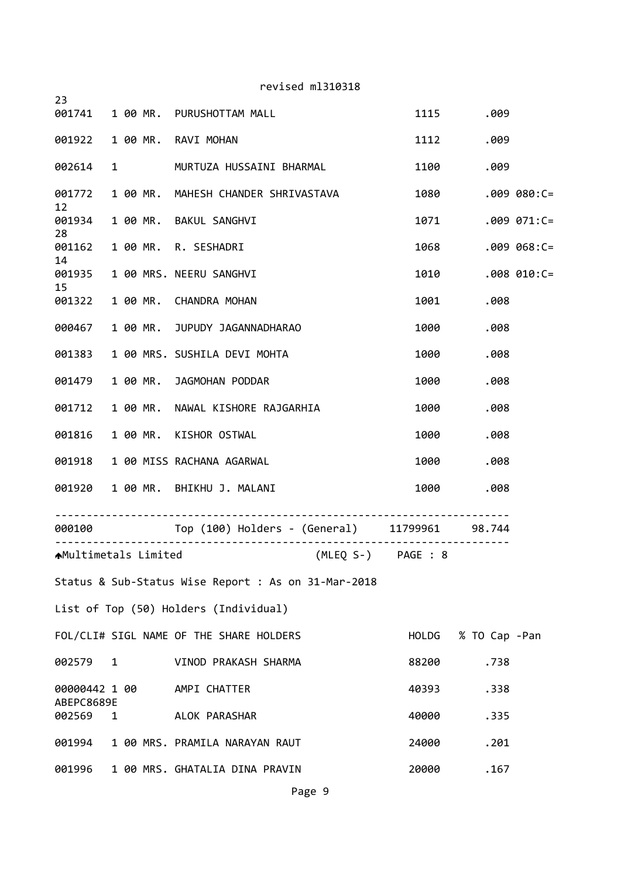revised ml310318

```
23
001741   1 00 MR.  PURUSHOTTAM MALL                      1115       .009

001922   1 00 MR.  RAVI MOHAN                            1112       .009

002614   1         MURTUZA HUSSAINI BHARMAL              1100       .009

001772   1 00 MR.  MAHESH CHANDER SHRIVASTAVA            1080       .009 080:C=
12
001934   1 00 MR.  BAKUL SANGHVI                         1071       .009 071:C=
28
001162   1 00 MR.  R. SESHADRI                           1068       .009 068:C=
14
001935   1 00 MRS. NEERU SANGHVI                         1010       .008 010:C=
15
001322   1 00 MR.  CHANDRA MOHAN                         1001       .008

000467   1 00 MR.  JUPUDY JAGANNADHARAO                  1000       .008

001383   1 00 MRS. SUSHILA DEVI MOHTA                    1000       .008

001479   1 00 MR.  JAGMOHAN PODDAR                       1000       .008

001712   1 00 MR.  NAWAL KISHORE RAJGARHIA               1000       .008

001816   1 00 MR.  KISHOR OSTWAL                         1000       .008

001918   1 00 MISS RACHANA AGARWAL                       1000       .008

001920   1 00 MR.  BHIKHU J. MALANI                      1000       .008

-----------------------------------------------------------------------
000100             Top (100) Holders - (General)     11799961    98.744
-----------------------------------------------------------------------
Multimetals Limited                         (MLEQ S-)    PAGE : 8

Status & Sub-Status Wise Report : As on 31-Mar-2018

List of Top (50) Holders (Individual)

FOL/CLI# SIGL NAME OF THE SHARE HOLDERS                HOLDG   % TO Cap -Pan

002579   1         VINOD PRAKASH SHARMA                  88200      .738

00000442 1 00      AMPI CHATTER                          40393      .338
ABEPC8689E
002569   1         ALOK PARASHAR                         40000      .335

001994   1 00 MRS. PRAMILA NARAYAN RAUT                  24000      .201

001996   1 00 MRS. GHATALIA DINA PRAVIN                  20000      .167
```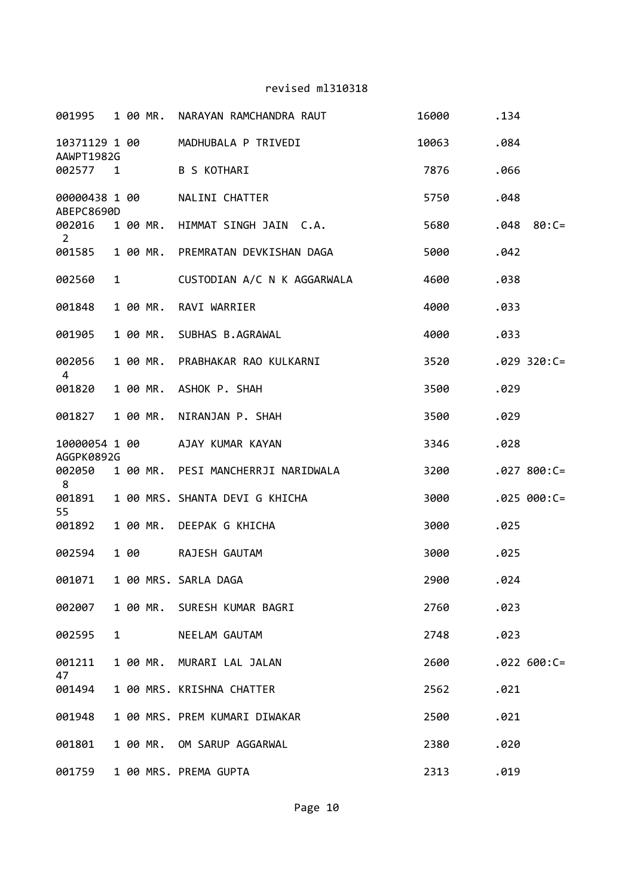revised ml310318

```
001995   1 00 MR.  NARAYAN RAMCHANDRA RAUT            16000       .134

10371129 1 00      MADHUBALA P TRIVEDI                10063       .084
AAWPT1982G
002577   1         B S KOTHARI                         7876       .066

00000438 1 00      NALINI CHATTER                      5750       .048
ABEPC8690D
002016   1 00 MR.  HIMMAT SINGH JAIN  C.A.             5680       .048  80:C=
 2
001585   1 00 MR.  PREMRATAN DEVKISHAN DAGA            5000       .042

002560   1         CUSTODIAN A/C N K AGGARWALA         4600       .038

001848   1 00 MR.  RAVI WARRIER                        4000       .033

001905   1 00 MR.  SUBHAS B.AGRAWAL                    4000       .033

002056   1 00 MR.  PRABHAKAR RAO KULKARNI              3520       .029 320:C=
 4
001820   1 00 MR.  ASHOK P. SHAH                       3500       .029

001827   1 00 MR.  NIRANJAN P. SHAH                    3500       .029

10000054 1 00      AJAY KUMAR KAYAN                    3346       .028
AGGPK0892G
002050   1 00 MR.  PESI MANCHERRJI NARIDWALA           3200       .027 800:C=
 8
001891   1 00 MRS. SHANTA DEVI G KHICHA                3000       .025 000:C=
55
001892   1 00 MR.  DEEPAK G KHICHA                     3000       .025

002594   1 00      RAJESH GAUTAM                       3000       .025

001071   1 00 MRS. SARLA DAGA                          2900       .024

002007   1 00 MR.  SURESH KUMAR BAGRI                  2760       .023

002595   1         NEELAM GAUTAM                       2748       .023

001211   1 00 MR.  MURARI LAL JALAN                    2600       .022 600:C=
47
001494   1 00 MRS. KRISHNA CHATTER                     2562       .021

001948   1 00 MRS. PREM KUMARI DIWAKAR                 2500       .021

001801   1 00 MR.  OM SARUP AGGARWAL                   2380       .020

001759   1 00 MRS. PREMA GUPTA                         2313       .019
```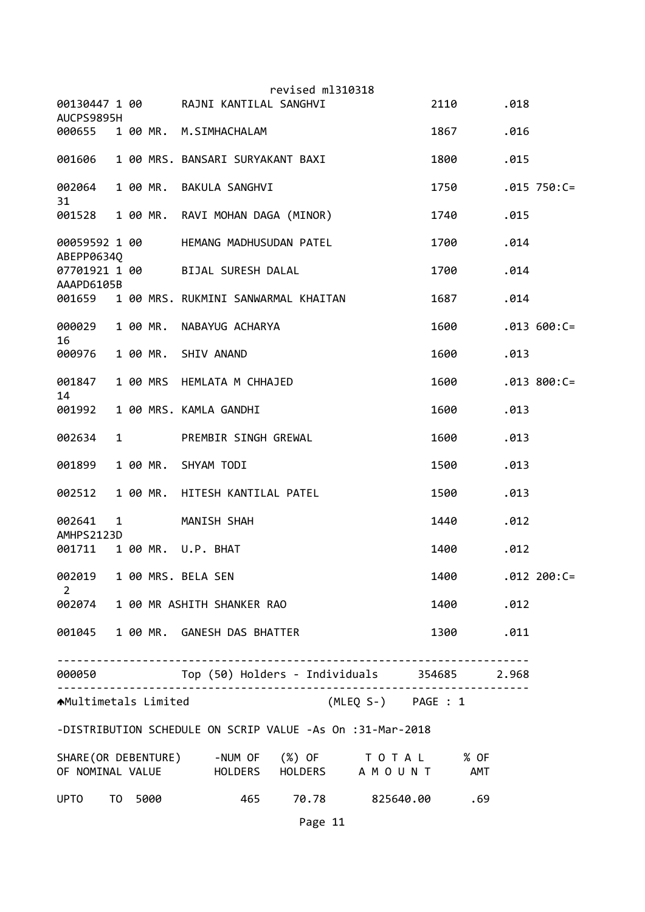revised ml310318

| Folio | | | Name | Shares | % | |
|---|---|---|---|---|---|---|
| 00130447 AUCPS9895H | 1 | 00 | RAJNI KANTILAL SANGHVI | 2110 | .018 | |
| 000655 | 1 | 00 MR. | M.SIMHACHALAM | 1867 | .016 | |
| 001606 | 1 | 00 MRS. | BANSARI SURYAKANT BAXI | 1800 | .015 | |
| 002064 | 1 | 00 MR. | BAKULA SANGHVI | 1750 | .015 | 750:C=31 |
| 001528 | 1 | 00 MR. | RAVI MOHAN DAGA (MINOR) | 1740 | .015 | |
| 00059592 ABEPP0634Q | 1 | 00 | HEMANG MADHUSUDAN PATEL | 1700 | .014 | |
| 07701921 AAAPD6105B | 1 | 00 | BIJAL SURESH DALAL | 1700 | .014 | |
| 001659 | 1 | 00 MRS. | RUKMINI SANWARMAL KHAITAN | 1687 | .014 | |
| 000029 | 1 | 00 MR. | NABAYUG ACHARYA | 1600 | .013 | 600:C=16 |
| 000976 | 1 | 00 MR. | SHIV ANAND | 1600 | .013 | |
| 001847 | 1 | 00 MRS | HEMLATA M CHHAJED | 1600 | .013 | 800:C=14 |
| 001992 | 1 | 00 MRS. | KAMLA GANDHI | 1600 | .013 | |
| 002634 | 1 | | PREMBIR SINGH GREWAL | 1600 | .013 | |
| 001899 | 1 | 00 MR. | SHYAM TODI | 1500 | .013 | |
| 002512 | 1 | 00 MR. | HITESH KANTILAL PATEL | 1500 | .013 | |
| 002641 AMHPS2123D | 1 | | MANISH SHAH | 1440 | .012 | |
| 001711 | 1 | 00 MR. | U.P. BHAT | 1400 | .012 | |
| 002019 | 1 | 00 MRS. | BELA SEN | 1400 | .012 | 200:C=2 |
| 002074 | 1 | 00 MR | ASHITH SHANKER RAO | 1400 | .012 | |
| 001045 | 1 | 00 MR. | GANESH DAS BHATTER | 1300 | .011 | |
| 000050 | | | Top (50) Holders - Individuals | 354685 | 2.968 | |

Multimetals Limited (MLEQ S-) PAGE : 1

-DISTRIBUTION SCHEDULE ON SCRIP VALUE -As On :31-Mar-2018

| SHARE(OR DEBENTURE) OF NOMINAL VALUE | -NUM OF HOLDERS | (%) OF HOLDERS | T O T A L A M O U N T | % OF AMT |
|---|---|---|---|---|
| UPTO TO 5000 | 465 | 70.78 | 825640.00 | .69 |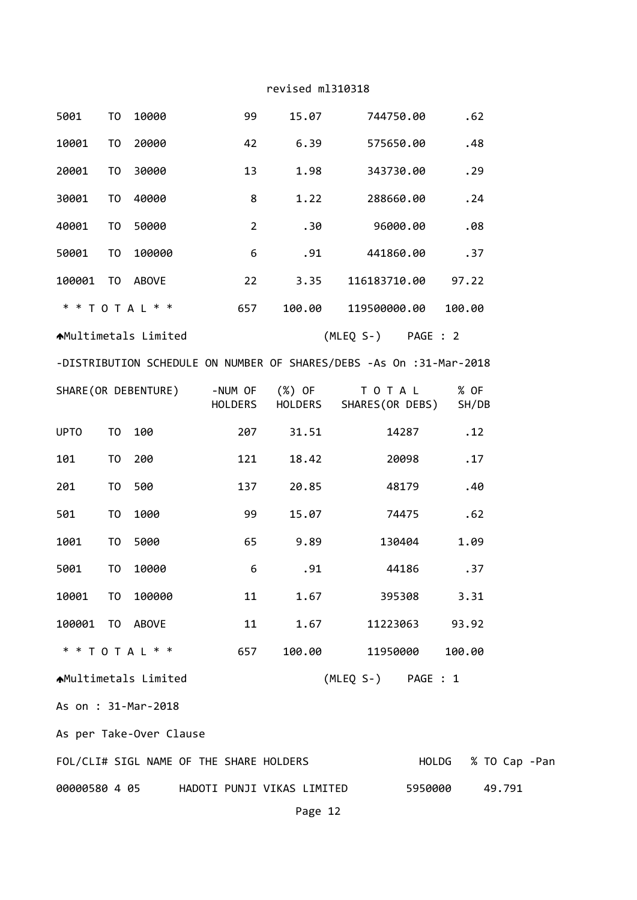revised ml310318

| | | | | | | |
|---|---|---|---|---|---|---|
| 5001 TO 10000 | 99 | 15.07 | 744750.00 | .62 |
| 10001 TO 20000 | 42 | 6.39 | 575650.00 | .48 |
| 20001 TO 30000 | 13 | 1.98 | 343730.00 | .29 |
| 30001 TO 40000 | 8 | 1.22 | 288660.00 | .24 |
| 40001 TO 50000 | 2 | .30 | 96000.00 | .08 |
| 50001 TO 100000 | 6 | .91 | 441860.00 | .37 |
| 100001 TO ABOVE | 22 | 3.35 | 116183710.00 | 97.22 |
| * * T O T A L * * | 657 | 100.00 | 119500000.00 | 100.00 |

Multimetals Limited (MLEQ S-) PAGE : 2

-DISTRIBUTION SCHEDULE ON NUMBER OF SHARES/DEBS -As On :31-Mar-2018

| SHARE(OR DEBENTURE) | -NUM OF HOLDERS | (%) OF HOLDERS | T O T A L SHARES(OR DEBS) | % OF SH/DB |
|---|---|---|---|---|
| UPTO TO 100 | 207 | 31.51 | 14287 | .12 |
| 101 TO 200 | 121 | 18.42 | 20098 | .17 |
| 201 TO 500 | 137 | 20.85 | 48179 | .40 |
| 501 TO 1000 | 99 | 15.07 | 74475 | .62 |
| 1001 TO 5000 | 65 | 9.89 | 130404 | 1.09 |
| 5001 TO 10000 | 6 | .91 | 44186 | .37 |
| 10001 TO 100000 | 11 | 1.67 | 395308 | 3.31 |
| 100001 TO ABOVE | 11 | 1.67 | 11223063 | 93.92 |
| * * T O T A L * * | 657 | 100.00 | 11950000 | 100.00 |

Multimetals Limited (MLEQ S-) PAGE : 1

As on : 31-Mar-2018

As per Take-Over Clause

| FOL/CLI# | SIGL | NAME OF THE SHARE HOLDERS | HOLDG | % TO Cap | -Pan |
|---|---|---|---|---|---|
| 00000580 | 4 05 | HADOTI PUNJI VIKAS LIMITED | 5950000 | 49.791 | |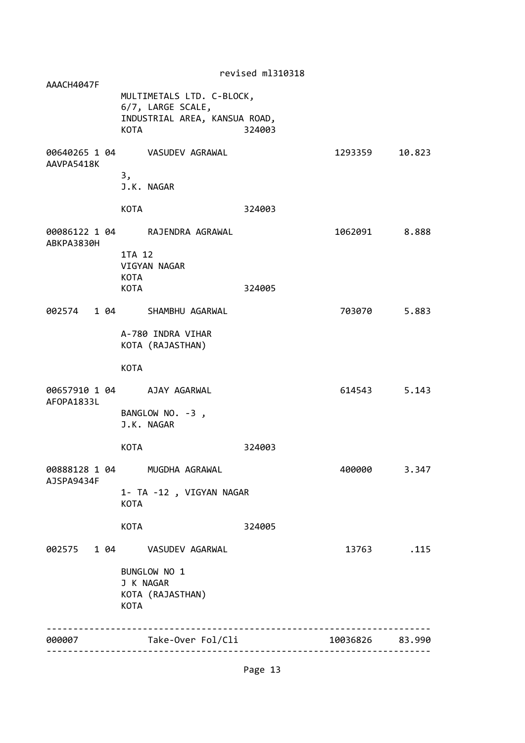revised ml310318

```
AAACH4047F
              MULTIMETALS LTD. C-BLOCK,
              6/7, LARGE SCALE,
              INDUSTRIAL AREA, KANSUA ROAD,
              KOTA                        324003

00640265 1 04      VASUDEV AGRAWAL                          1293359     10.823
AAVPA5418K
              3,
              J.K. NAGAR

              KOTA                        324003

00086122 1 04      RAJENDRA AGRAWAL                         1062091      8.888
ABKPA3830H
              1TA 12
              VIGYAN NAGAR
              KOTA
              KOTA                        324005

002574   1 04      SHAMBHU AGARWAL                           703070      5.883

              A-780 INDRA VIHAR
              KOTA (RAJASTHAN)

              KOTA

00657910 1 04      AJAY AGARWAL                              614543      5.143
AFOPA1833L
              BANGLOW NO. -3 ,
              J.K. NAGAR

              KOTA                        324003

00888128 1 04      MUGDHA AGRAWAL                            400000      3.347
AJSPA9434F
              1- TA -12 , VIGYAN NAGAR
              KOTA

              KOTA                        324005

002575   1 04      VASUDEV AGARWAL                            13763       .115

              BUNGLOW NO 1
              J K NAGAR
              KOTA (RAJASTHAN)
              KOTA

----------------------------------------------------------------------------
000007             Take-Over Fol/Cli                       10036826     83.990
----------------------------------------------------------------------------
```